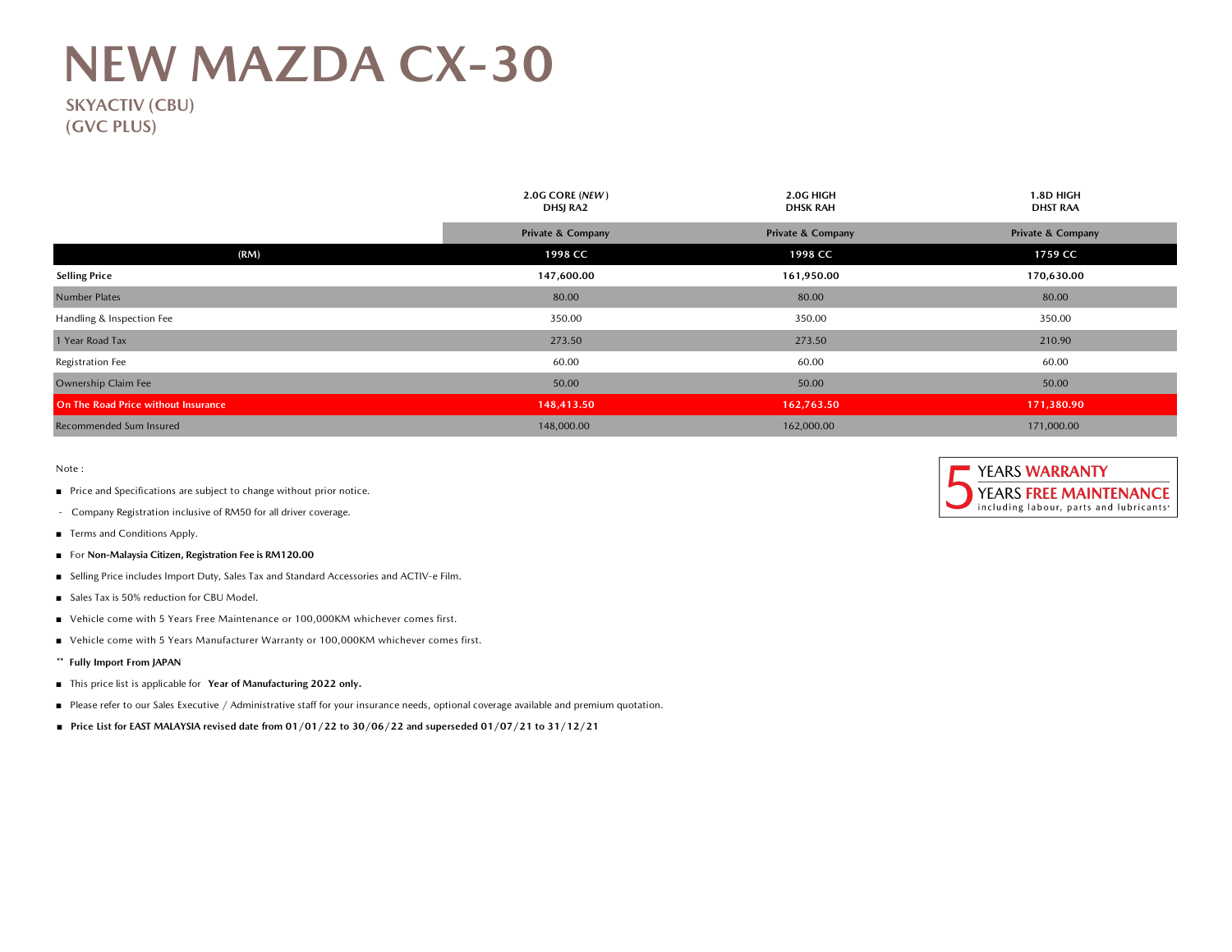# NEW MAZDA CX-30

## SKYACTIV (CBU)
## (GVC PLUS)

| | 2.0G CORE (*NEW*) DHSJ RA2 | 2.0G HIGH DHSK RAH | 1.8D HIGH DHST RAA |
|---|---|---|---|
| | Private & Company | Private & Company | Private & Company |
| (RM) | 1998 CC | 1998 CC | 1759 CC |
| **Selling Price** | **147,600.00** | **161,950.00** | **170,630.00** |
| Number Plates | 80.00 | 80.00 | 80.00 |
| Handling & Inspection Fee | 350.00 | 350.00 | 350.00 |
| 1 Year Road Tax | 273.50 | 273.50 | 210.90 |
| Registration Fee | 60.00 | 60.00 | 60.00 |
| Ownership Claim Fee | 50.00 | 50.00 | 50.00 |
| **On The Road Price without Insurance** | **148,413.50** | **162,763.50** | **171,380.90** |
| Recommended Sum Insured | 148,000.00 | 162,000.00 | 171,000.00 |

5 YEARS WARRANTY
YEARS FREE MAINTENANCE
including labour, parts and lubricants*

Note :

- Price and Specifications are subject to change without prior notice.
  - Company Registration inclusive of RM50 for all driver coverage.
- Terms and Conditions Apply.
- For **Non-Malaysia Citizen, Registration Fee is RM120.00**
- Selling Price includes Import Duty, Sales Tax and Standard Accessories and ACTIV-e Film.
- Sales Tax is 50% reduction for CBU Model.
- Vehicle come with 5 Years Free Maintenance or 100,000KM whichever comes first.
- Vehicle come with 5 Years Manufacturer Warranty or 100,000KM whichever comes first.

** **Fully Import From JAPAN**

- This price list is applicable for **Year of Manufacturing 2022 only.**
- Please refer to our Sales Executive / Administrative staff for your insurance needs, optional coverage available and premium quotation.
- **Price List for EAST MALAYSIA revised date from 01/01/22 to 30/06/22 and superseded 01/07/21 to 31/12/21**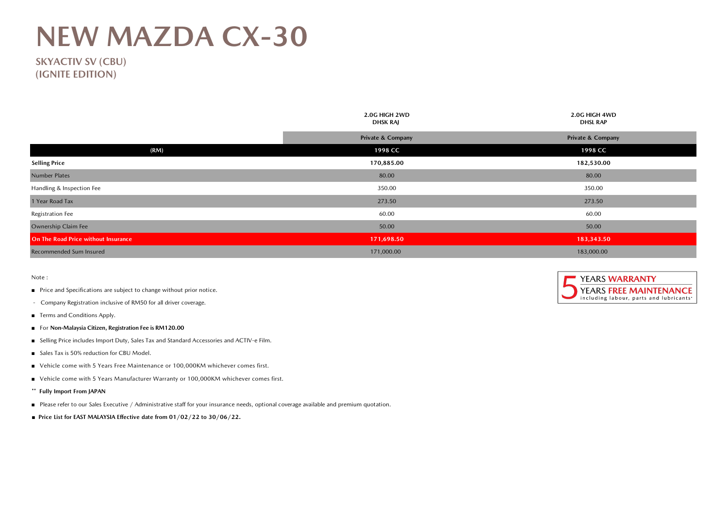# NEW MAZDA CX-30

## SKYACTIV SV (CBU)
## (IGNITE EDITION)

| | 2.0G HIGH 2WD DHSK RAJ | 2.0G HIGH 4WD DHSL RAP |
|---|---|---|
| | Private & Company | Private & Company |
| (RM) | 1998 CC | 1998 CC |
| **Selling Price** | **170,885.00** | **182,530.00** |
| Number Plates | 80.00 | 80.00 |
| Handling & Inspection Fee | 350.00 | 350.00 |
| 1 Year Road Tax | 273.50 | 273.50 |
| Registration Fee | 60.00 | 60.00 |
| Ownership Claim Fee | 50.00 | 50.00 |
| **On The Road Price without Insurance** | **171,698.50** | **183,343.50** |
| Recommended Sum Insured | 171,000.00 | 183,000.00 |

5 YEARS WARRANTY
YEARS FREE MAINTENANCE
including labour, parts and lubricants*

Note :

- Price and Specifications are subject to change without prior notice.
- Company Registration inclusive of RM50 for all driver coverage.
- Terms and Conditions Apply.
- For **Non-Malaysia Citizen, Registration Fee is RM120.00**
- Selling Price includes Import Duty, Sales Tax and Standard Accessories and ACTIV-e Film.
- Sales Tax is 50% reduction for CBU Model.
- Vehicle come with 5 Years Free Maintenance or 100,000KM whichever comes first.
- Vehicle come with 5 Years Manufacturer Warranty or 100,000KM whichever comes first.

** **Fully Import From JAPAN**

- Please refer to our Sales Executive / Administrative staff for your insurance needs, optional coverage available and premium quotation.
- **Price List for EAST MALAYSIA Effective date from 01/02/22 to 30/06/22.**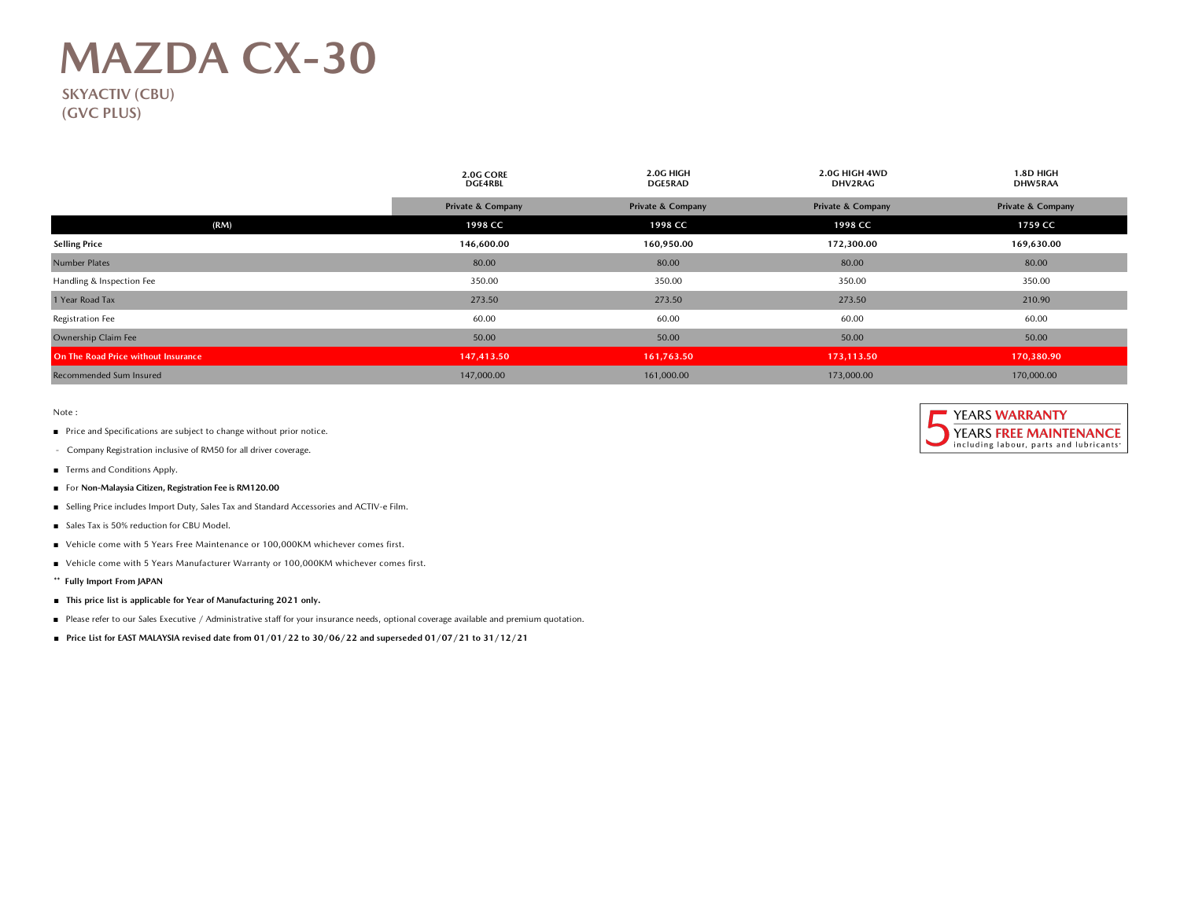# MAZDA CX-30

## SKYACTIV (CBU)
## (GVC PLUS)

| (RM) | 2.0G CORE DGE4RBL | 2.0G HIGH DGE5RAD | 2.0G HIGH 4WD DHV2RAG | 1.8D HIGH DHW5RAA |
|---|---|---|---|---|
| | Private & Company | Private & Company | Private & Company | Private & Company |
| | 1998 CC | 1998 CC | 1998 CC | 1759 CC |
| **Selling Price** | **146,600.00** | **160,950.00** | **172,300.00** | **169,630.00** |
| Number Plates | 80.00 | 80.00 | 80.00 | 80.00 |
| Handling & Inspection Fee | 350.00 | 350.00 | 350.00 | 350.00 |
| 1 Year Road Tax | 273.50 | 273.50 | 273.50 | 210.90 |
| Registration Fee | 60.00 | 60.00 | 60.00 | 60.00 |
| Ownership Claim Fee | 50.00 | 50.00 | 50.00 | 50.00 |
| **On The Road Price without Insurance** | **147,413.50** | **161,763.50** | **173,113.50** | **170,380.90** |
| Recommended Sum Insured | 147,000.00 | 161,000.00 | 173,000.00 | 170,000.00 |

5 YEARS **WARRANTY**
5 YEARS **FREE MAINTENANCE**
including labour, parts and lubricants*

Note :

- Price and Specifications are subject to change without prior notice.
  - Company Registration inclusive of RM50 for all driver coverage.
- Terms and Conditions Apply.
- For **Non-Malaysia Citizen, Registration Fee is RM120.00**
- Selling Price includes Import Duty, Sales Tax and Standard Accessories and ACTIV-e Film.
- Sales Tax is 50% reduction for CBU Model.
- Vehicle come with 5 Years Free Maintenance or 100,000KM whichever comes first.
- Vehicle come with 5 Years Manufacturer Warranty or 100,000KM whichever comes first.

** **Fully Import From JAPAN**

- **This price list is applicable for Year of Manufacturing 2021 only.**
- Please refer to our Sales Executive / Administrative staff for your insurance needs, optional coverage available and premium quotation.
- **Price List for EAST MALAYSIA revised date from 01/01/22 to 30/06/22 and superseded 01/07/21 to 31/12/21**